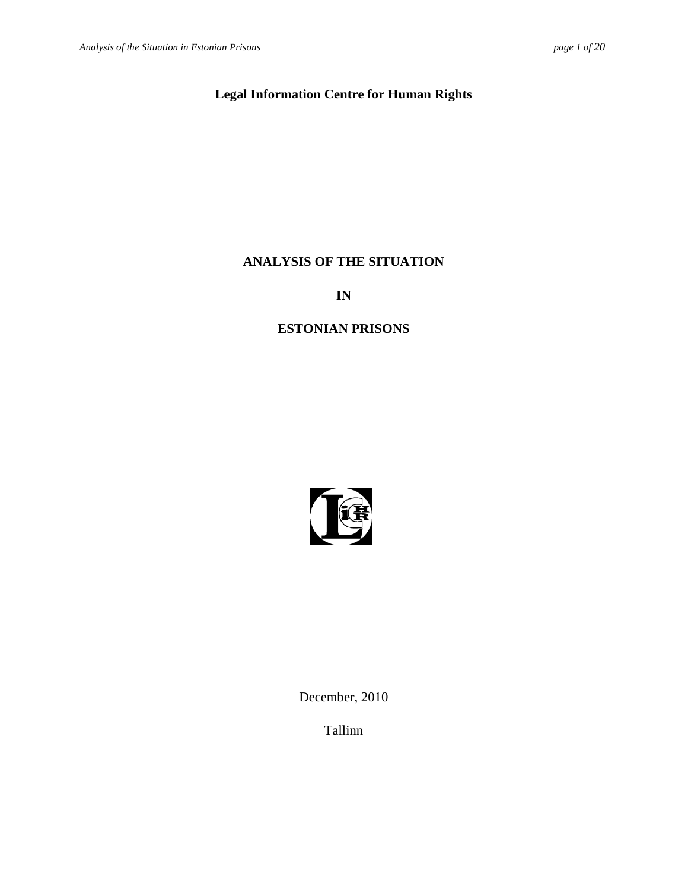**Legal Information Centre for Human Rights**

# ANALYSIS OF THE SITUATION

# IN

# ESTONIAN PRISONS

December, 2010

Tallinn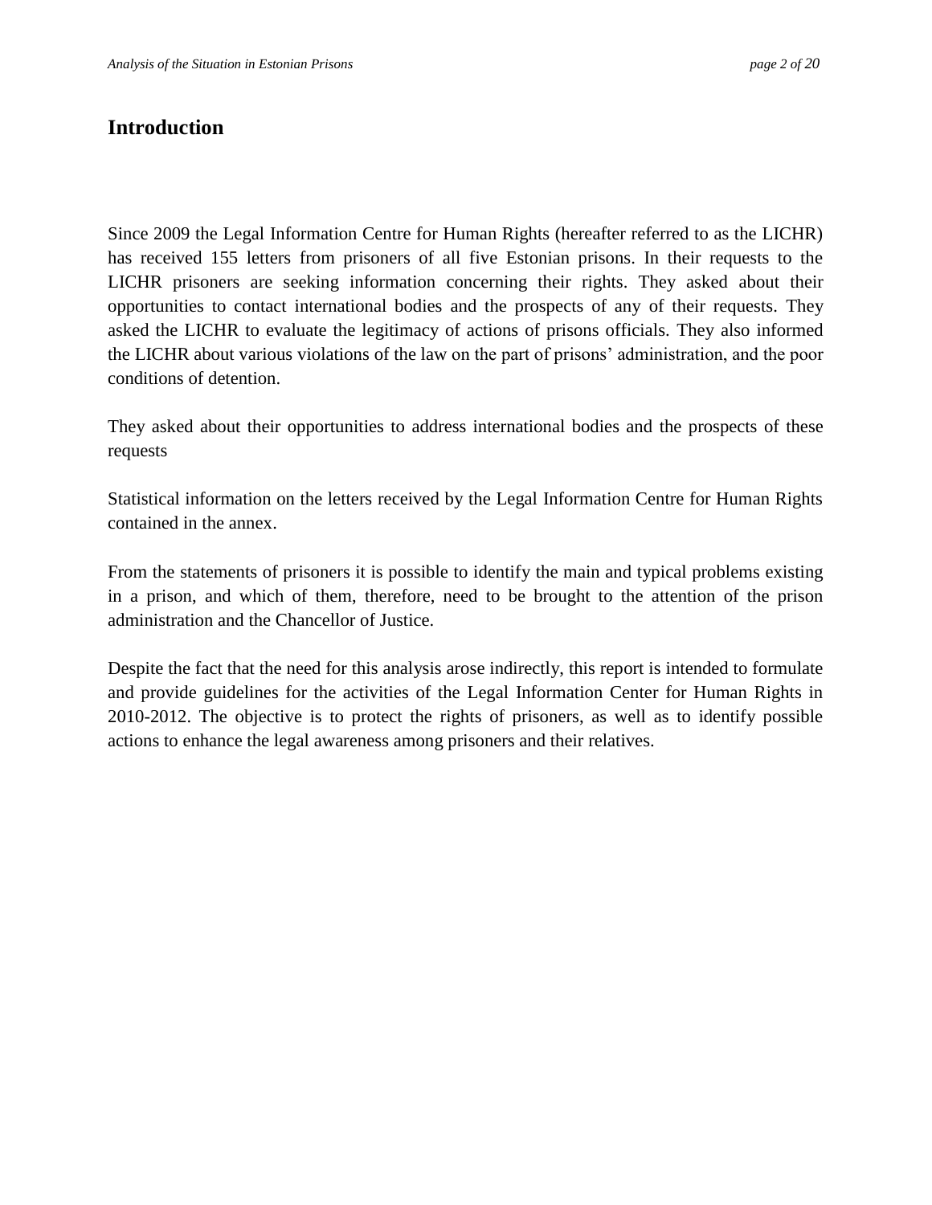# Introduction

Since 2009 the Legal Information Centre for Human Rights (hereafter referred to as the LICHR) has received 155 letters from prisoners of all five Estonian prisons. In their requests to the LICHR prisoners are seeking information concerning their rights. They asked about their opportunities to contact international bodies and the prospects of any of their requests. They asked the LICHR to evaluate the legitimacy of actions of prisons officials. They also informed the LICHR about various violations of the law on the part of prisons' administration, and the poor conditions of detention.

They asked about their opportunities to address international bodies and the prospects of these requests

Statistical information on the letters received by the Legal Information Centre for Human Rights contained in the annex.

From the statements of prisoners it is possible to identify the main and typical problems existing in a prison, and which of them, therefore, need to be brought to the attention of the prison administration and the Chancellor of Justice.

Despite the fact that the need for this analysis arose indirectly, this report is intended to formulate and provide guidelines for the activities of the Legal Information Center for Human Rights in 2010-2012. The objective is to protect the rights of prisoners, as well as to identify possible actions to enhance the legal awareness among prisoners and their relatives.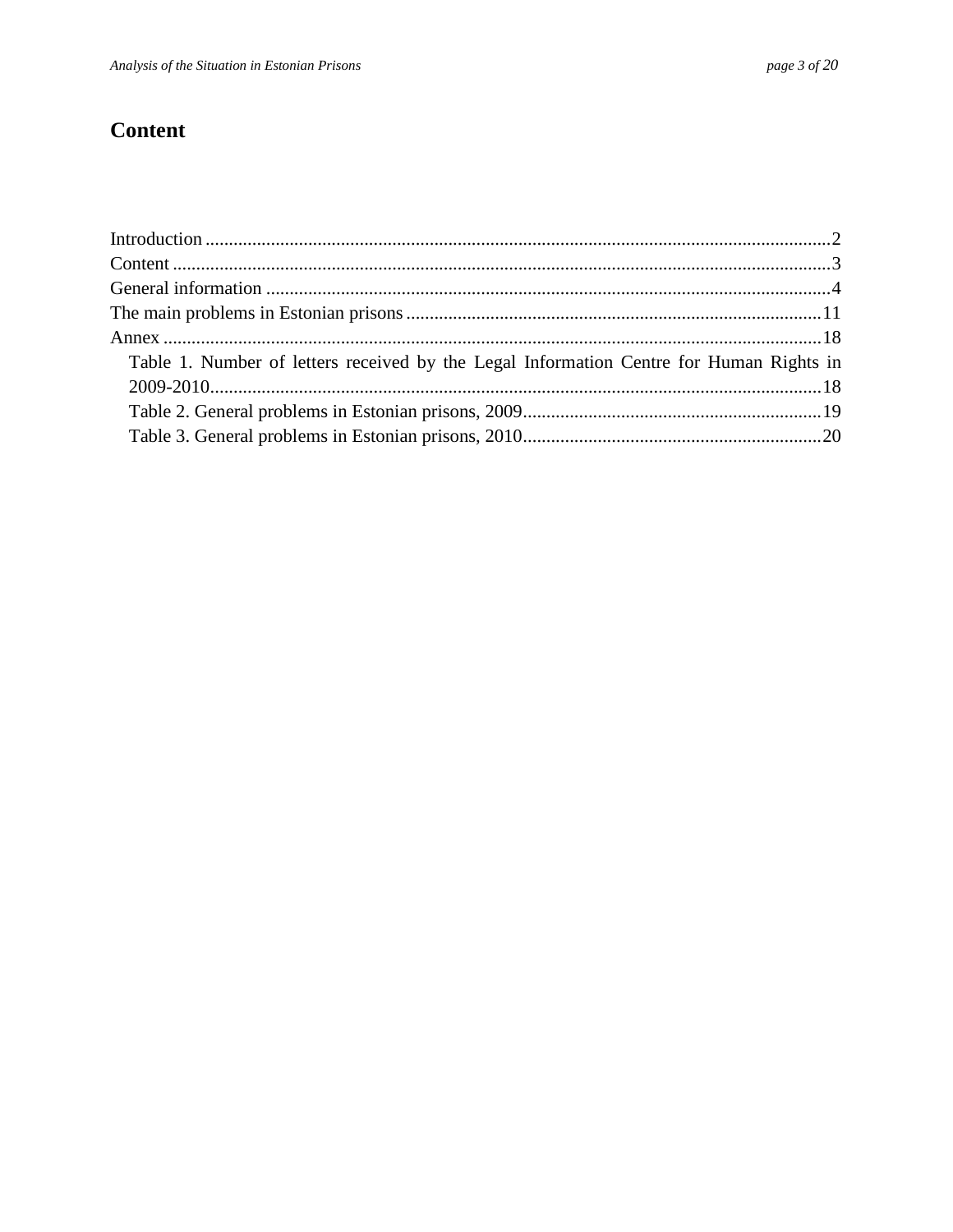# Content

Introduction ........................................................................................................................2
Content ................................................................................................................................3
General information ............................................................................................................4
The main problems in Estonian prisons .............................................................................11
Annex .................................................................................................................................18
  Table 1. Number of letters received by the Legal Information Centre for Human Rights in 2009-2010.......................................................................................................................18
  Table 2. General problems in Estonian prisons, 2009.....................................................19
  Table 3. General problems in Estonian prisons, 2010.....................................................20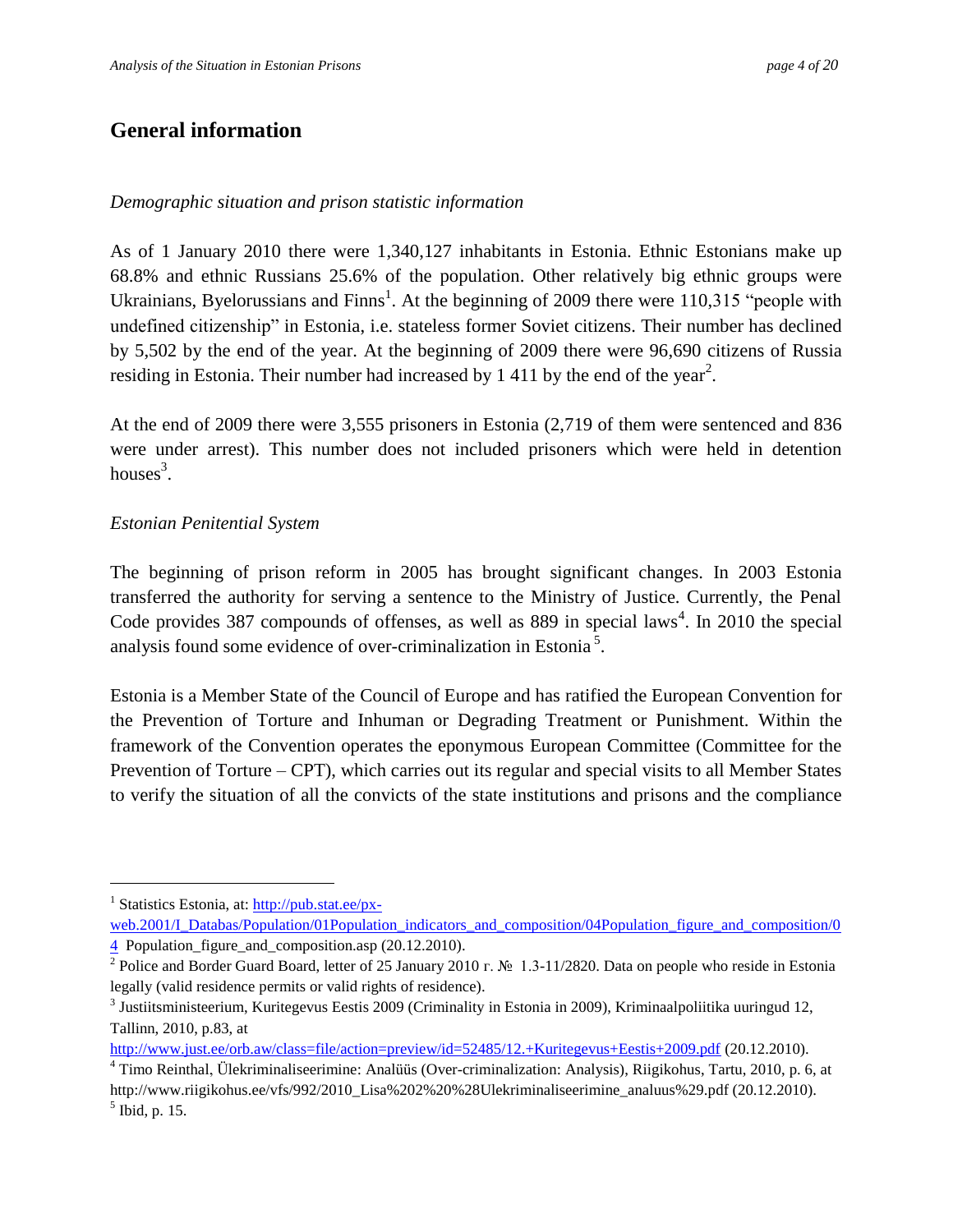## General information

*Demographic situation and prison statistic information*

As of 1 January 2010 there were 1,340,127 inhabitants in Estonia. Ethnic Estonians make up 68.8% and ethnic Russians 25.6% of the population. Other relatively big ethnic groups were Ukrainians, Byelorussians and Finns[1]. At the beginning of 2009 there were 110,315 "people with undefined citizenship" in Estonia, i.e. stateless former Soviet citizens. Their number has declined by 5,502 by the end of the year. At the beginning of 2009 there were 96,690 citizens of Russia residing in Estonia. Their number had increased by 1 411 by the end of the year[2].

At the end of 2009 there were 3,555 prisoners in Estonia (2,719 of them were sentenced and 836 were under arrest). This number does not included prisoners which were held in detention houses[3].

*Estonian Penitential System*

The beginning of prison reform in 2005 has brought significant changes. In 2003 Estonia transferred the authority for serving a sentence to the Ministry of Justice. Currently, the Penal Code provides 387 compounds of offenses, as well as 889 in special laws[4]. In 2010 the special analysis found some evidence of over-criminalization in Estonia[5].

Estonia is a Member State of the Council of Europe and has ratified the European Convention for the Prevention of Torture and Inhuman or Degrading Treatment or Punishment. Within the framework of the Convention operates the eponymous European Committee (Committee for the Prevention of Torture – CPT), which carries out its regular and special visits to all Member States to verify the situation of all the convicts of the state institutions and prisons and the compliance

---

[1] Statistics Estonia, at: http://pub.stat.ee/px-web.2001/I_Databas/Population/01Population_indicators_and_composition/04Population_figure_and_composition/04 Population_figure_and_composition.asp (20.12.2010).

[2] Police and Border Guard Board, letter of 25 January 2010 г. № 1.3-11/2820. Data on people who reside in Estonia legally (valid residence permits or valid rights of residence).

[3] Justiitsministeerium, Kuritegevus Eestis 2009 (Criminality in Estonia in 2009), Kriminaalpoliitika uuringud 12, Tallinn, 2010, p.83, at http://www.just.ee/orb.aw/class=file/action=preview/id=52485/12.+Kuritegevus+Eestis+2009.pdf (20.12.2010).

[4] Timo Reinthal, Ülekriminaliseerimine: Analüüs (Over-criminalization: Analysis), Riigikohus, Tartu, 2010, p. 6, at http://www.riigikohus.ee/vfs/992/2010_Lisa%202%20%28Ulekriminaliseerimine_analuus%29.pdf (20.12.2010).

[5] Ibid, p. 15.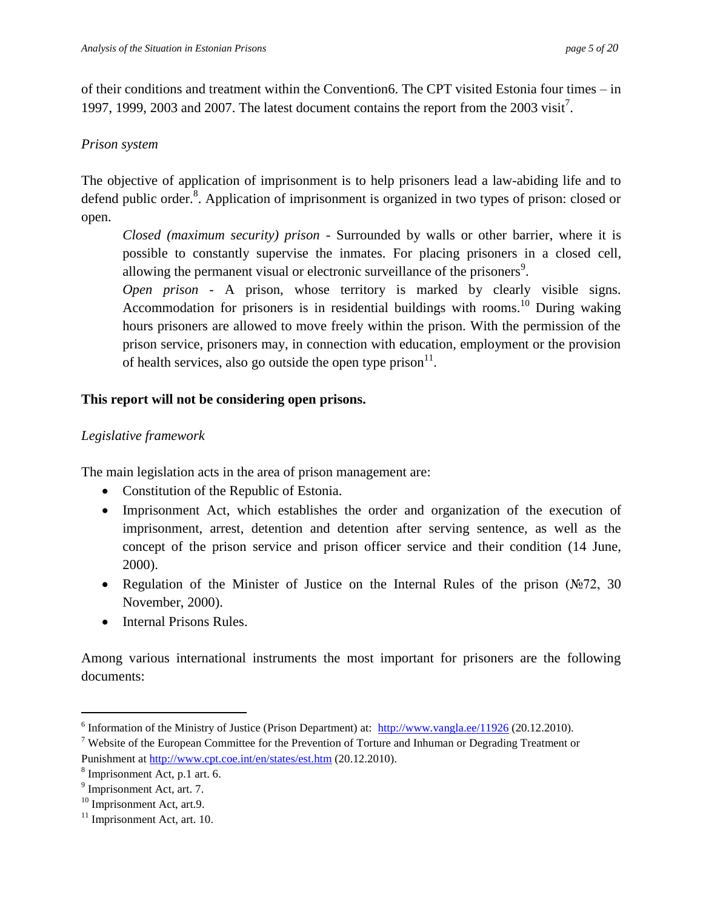of their conditions and treatment within the Convention6. The CPT visited Estonia four times – in 1997, 1999, 2003 and 2007. The latest document contains the report from the 2003 visit[7].

*Prison system*

The objective of application of imprisonment is to help prisoners lead a law-abiding life and to defend public order.[8]. Application of imprisonment is organized in two types of prison: closed or open.

> *Closed (maximum security) prison* - Surrounded by walls or other barrier, where it is possible to constantly supervise the inmates. For placing prisoners in a closed cell, allowing the permanent visual or electronic surveillance of the prisoners[9].
>
> *Open prison* - A prison, whose territory is marked by clearly visible signs. Accommodation for prisoners is in residential buildings with rooms.[10] During waking hours prisoners are allowed to move freely within the prison. With the permission of the prison service, prisoners may, in connection with education, employment or the provision of health services, also go outside the open type prison[11].

**This report will not be considering open prisons.**

*Legislative framework*

The main legislation acts in the area of prison management are:

- Constitution of the Republic of Estonia.
- Imprisonment Act, which establishes the order and organization of the execution of imprisonment, arrest, detention and detention after serving sentence, as well as the concept of the prison service and prison officer service and their condition (14 June, 2000).
- Regulation of the Minister of Justice on the Internal Rules of the prison (№72, 30 November, 2000).
- Internal Prisons Rules.

Among various international instruments the most important for prisoners are the following documents:

---

[6] Information of the Ministry of Justice (Prison Department) at: http://www.vangla.ee/11926 (20.12.2010).

[7] Website of the European Committee for the Prevention of Torture and Inhuman or Degrading Treatment or Punishment at http://www.cpt.coe.int/en/states/est.htm (20.12.2010).

[8] Imprisonment Act, p.1 art. 6.

[9] Imprisonment Act, art. 7.

[10] Imprisonment Act, art.9.

[11] Imprisonment Act, art. 10.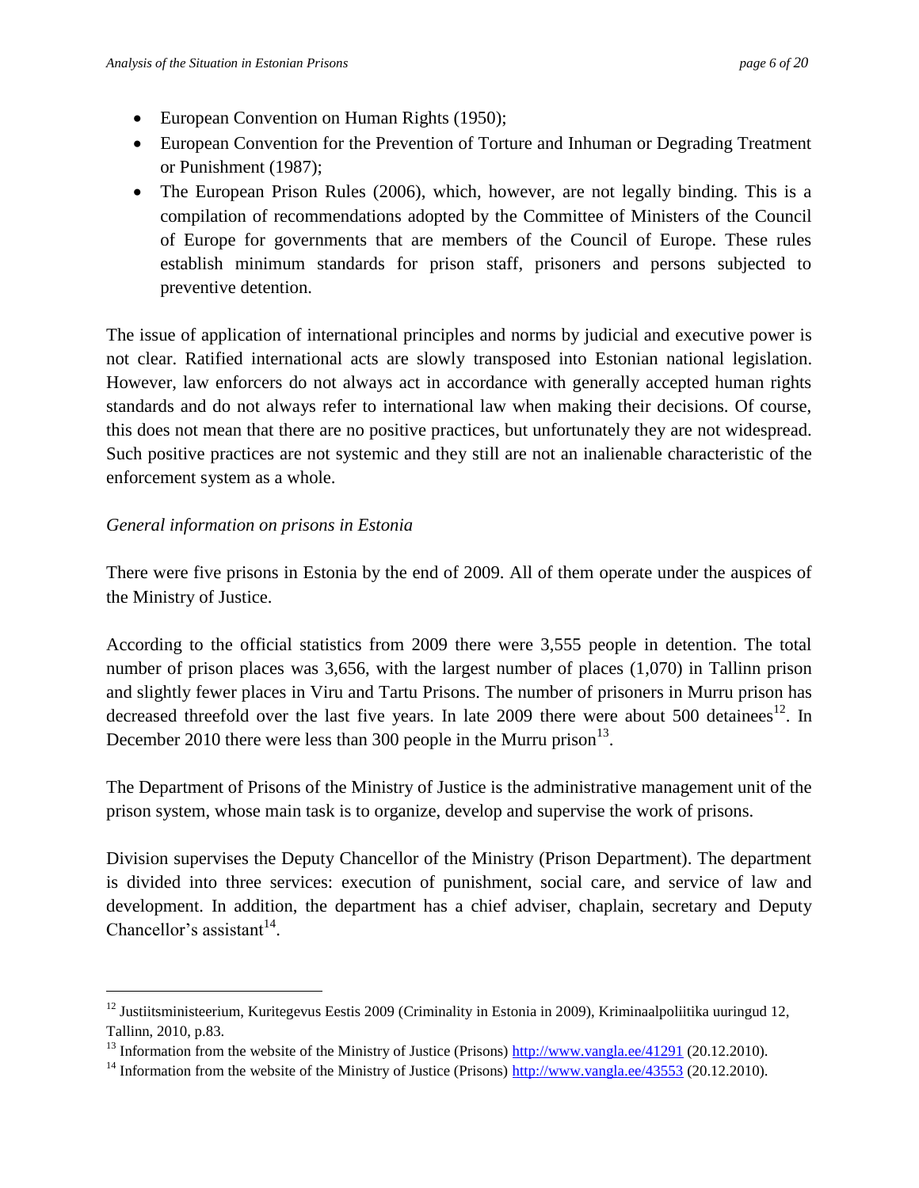- European Convention on Human Rights (1950);
- European Convention for the Prevention of Torture and Inhuman or Degrading Treatment or Punishment (1987);
- The European Prison Rules (2006), which, however, are not legally binding. This is a compilation of recommendations adopted by the Committee of Ministers of the Council of Europe for governments that are members of the Council of Europe. These rules establish minimum standards for prison staff, prisoners and persons subjected to preventive detention.

The issue of application of international principles and norms by judicial and executive power is not clear. Ratified international acts are slowly transposed into Estonian national legislation. However, law enforcers do not always act in accordance with generally accepted human rights standards and do not always refer to international law when making their decisions. Of course, this does not mean that there are no positive practices, but unfortunately they are not widespread. Such positive practices are not systemic and they still are not an inalienable characteristic of the enforcement system as a whole.

*General information on prisons in Estonia*

There were five prisons in Estonia by the end of 2009. All of them operate under the auspices of the Ministry of Justice.

According to the official statistics from 2009 there were 3,555 people in detention. The total number of prison places was 3,656, with the largest number of places (1,070) in Tallinn prison and slightly fewer places in Viru and Tartu Prisons. The number of prisoners in Murru prison has decreased threefold over the last five years. In late 2009 there were about 500 detainees[12]. In December 2010 there were less than 300 people in the Murru prison[13].

The Department of Prisons of the Ministry of Justice is the administrative management unit of the prison system, whose main task is to organize, develop and supervise the work of prisons.

Division supervises the Deputy Chancellor of the Ministry (Prison Department). The department is divided into three services: execution of punishment, social care, and service of law and development. In addition, the department has a chief adviser, chaplain, secretary and Deputy Chancellor's assistant[14].

---

[12] Justiitsministeerium, Kuritegevus Eestis 2009 (Criminality in Estonia in 2009), Kriminaalpoliitika uuringud 12, Tallinn, 2010, p.83.

[13] Information from the website of the Ministry of Justice (Prisons) http://www.vangla.ee/41291 (20.12.2010).

[14] Information from the website of the Ministry of Justice (Prisons) http://www.vangla.ee/43553 (20.12.2010).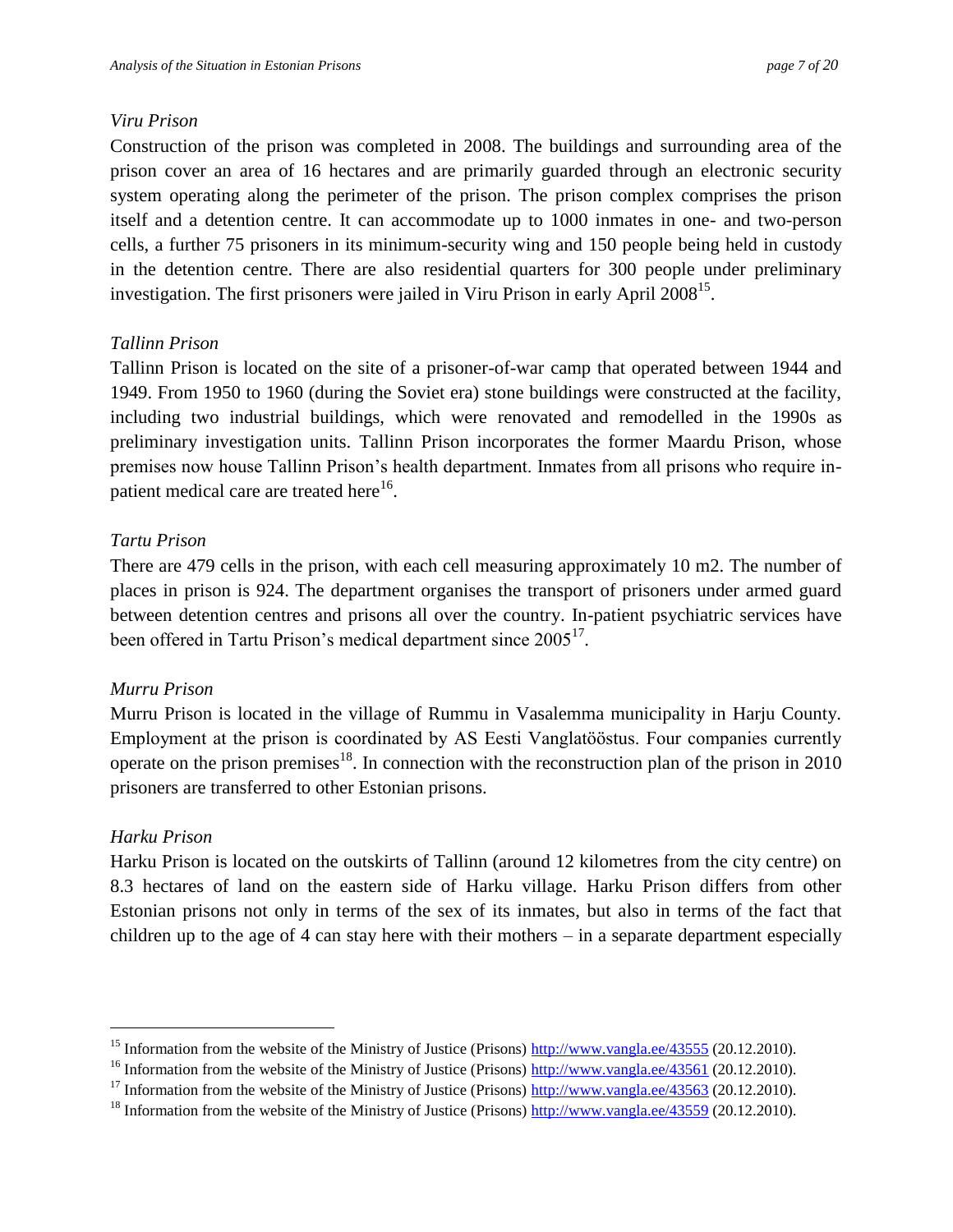*Viru Prison*

Construction of the prison was completed in 2008. The buildings and surrounding area of the prison cover an area of 16 hectares and are primarily guarded through an electronic security system operating along the perimeter of the prison. The prison complex comprises the prison itself and a detention centre. It can accommodate up to 1000 inmates in one- and two-person cells, a further 75 prisoners in its minimum-security wing and 150 people being held in custody in the detention centre. There are also residential quarters for 300 people under preliminary investigation. The first prisoners were jailed in Viru Prison in early April 2008[15].

*Tallinn Prison*

Tallinn Prison is located on the site of a prisoner-of-war camp that operated between 1944 and 1949. From 1950 to 1960 (during the Soviet era) stone buildings were constructed at the facility, including two industrial buildings, which were renovated and remodelled in the 1990s as preliminary investigation units. Tallinn Prison incorporates the former Maardu Prison, whose premises now house Tallinn Prison's health department. Inmates from all prisons who require in-patient medical care are treated here[16].

*Tartu Prison*

There are 479 cells in the prison, with each cell measuring approximately 10 m2. The number of places in prison is 924. The department organises the transport of prisoners under armed guard between detention centres and prisons all over the country. In-patient psychiatric services have been offered in Tartu Prison's medical department since 2005[17].

*Murru Prison*

Murru Prison is located in the village of Rummu in Vasalemma municipality in Harju County. Employment at the prison is coordinated by AS Eesti Vanglatööstus. Four companies currently operate on the prison premises[18]. In connection with the reconstruction plan of the prison in 2010 prisoners are transferred to other Estonian prisons.

*Harku Prison*

Harku Prison is located on the outskirts of Tallinn (around 12 kilometres from the city centre) on 8.3 hectares of land on the eastern side of Harku village. Harku Prison differs from other Estonian prisons not only in terms of the sex of its inmates, but also in terms of the fact that children up to the age of 4 can stay here with their mothers – in a separate department especially

---

[15] Information from the website of the Ministry of Justice (Prisons) http://www.vangla.ee/43555 (20.12.2010).

[16] Information from the website of the Ministry of Justice (Prisons) http://www.vangla.ee/43561 (20.12.2010).

[17] Information from the website of the Ministry of Justice (Prisons) http://www.vangla.ee/43563 (20.12.2010).

[18] Information from the website of the Ministry of Justice (Prisons) http://www.vangla.ee/43559 (20.12.2010).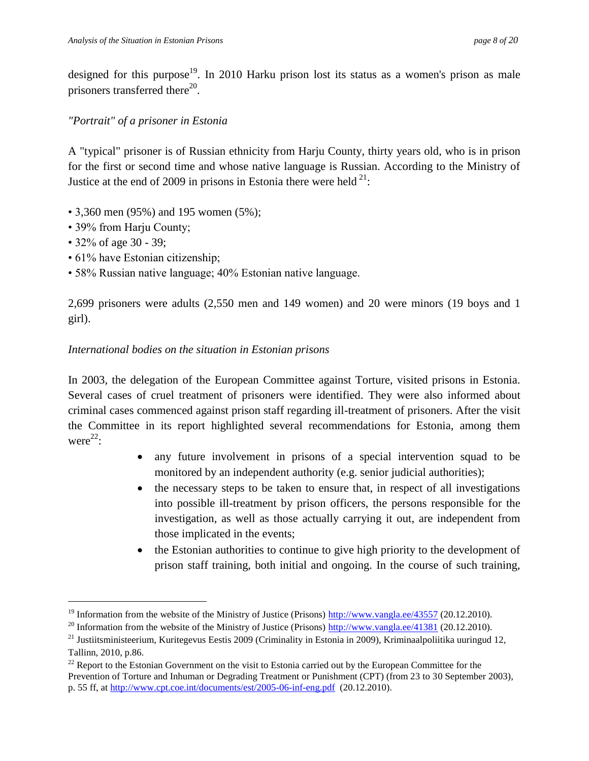designed for this purpose[19]. In 2010 Harku prison lost its status as a women's prison as male prisoners transferred there[20].

*"Portrait" of a prisoner in Estonia*

A "typical" prisoner is of Russian ethnicity from Harju County, thirty years old, who is in prison for the first or second time and whose native language is Russian. According to the Ministry of Justice at the end of 2009 in prisons in Estonia there were held [21]:

- 3,360 men (95%) and 195 women (5%);
- 39% from Harju County;
- 32% of age 30 - 39;
- 61% have Estonian citizenship;
- 58% Russian native language; 40% Estonian native language.

2,699 prisoners were adults (2,550 men and 149 women) and 20 were minors (19 boys and 1 girl).

*International bodies on the situation in Estonian prisons*

In 2003, the delegation of the European Committee against Torture, visited prisons in Estonia. Several cases of cruel treatment of prisoners were identified. They were also informed about criminal cases commenced against prison staff regarding ill-treatment of prisoners. After the visit the Committee in its report highlighted several recommendations for Estonia, among them were[22]:

- any future involvement in prisons of a special intervention squad to be monitored by an independent authority (e.g. senior judicial authorities);
- the necessary steps to be taken to ensure that, in respect of all investigations into possible ill-treatment by prison officers, the persons responsible for the investigation, as well as those actually carrying it out, are independent from those implicated in the events;
- the Estonian authorities to continue to give high priority to the development of prison staff training, both initial and ongoing. In the course of such training,

---

[19] Information from the website of the Ministry of Justice (Prisons) http://www.vangla.ee/43557 (20.12.2010).

[20] Information from the website of the Ministry of Justice (Prisons) http://www.vangla.ee/41381 (20.12.2010).

[21] Justiitsministeerium, Kuritegevus Eestis 2009 (Criminality in Estonia in 2009), Kriminaalpoliitika uuringud 12, Tallinn, 2010, p.86.

[22] Report to the Estonian Government on the visit to Estonia carried out by the European Committee for the Prevention of Torture and Inhuman or Degrading Treatment or Punishment (CPT) (from 23 to 30 September 2003), p. 55 ff, at http://www.cpt.coe.int/documents/est/2005-06-inf-eng.pdf (20.12.2010).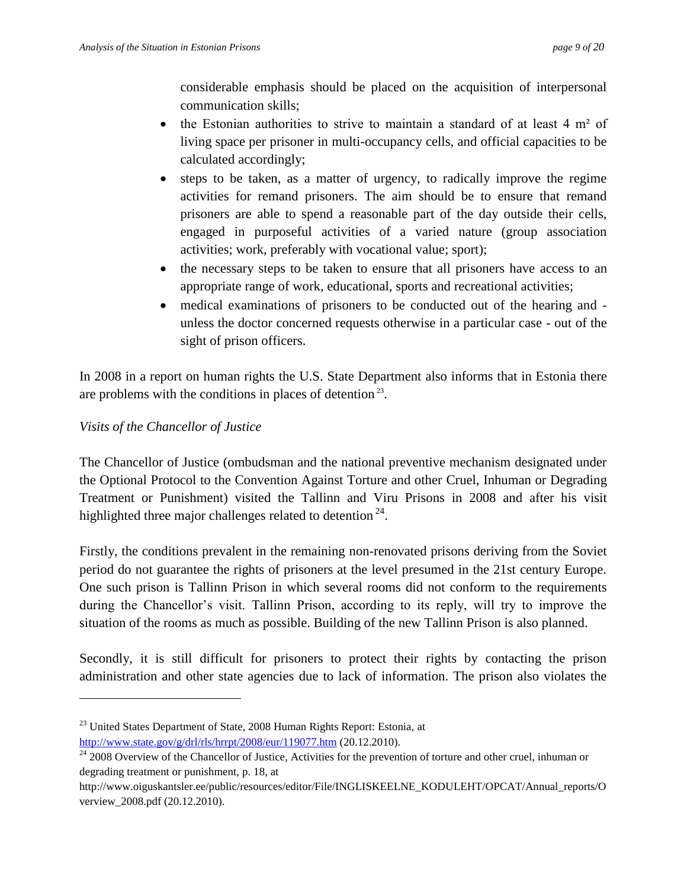considerable emphasis should be placed on the acquisition of interpersonal communication skills;

- the Estonian authorities to strive to maintain a standard of at least 4 m² of living space per prisoner in multi-occupancy cells, and official capacities to be calculated accordingly;
- steps to be taken, as a matter of urgency, to radically improve the regime activities for remand prisoners. The aim should be to ensure that remand prisoners are able to spend a reasonable part of the day outside their cells, engaged in purposeful activities of a varied nature (group association activities; work, preferably with vocational value; sport);
- the necessary steps to be taken to ensure that all prisoners have access to an appropriate range of work, educational, sports and recreational activities;
- medical examinations of prisoners to be conducted out of the hearing and - unless the doctor concerned requests otherwise in a particular case - out of the sight of prison officers.

In 2008 in a report on human rights the U.S. State Department also informs that in Estonia there are problems with the conditions in places of detention [23].

*Visits of the Chancellor of Justice*

The Chancellor of Justice (ombudsman and the national preventive mechanism designated under the Optional Protocol to the Convention Against Torture and other Cruel, Inhuman or Degrading Treatment or Punishment) visited the Tallinn and Viru Prisons in 2008 and after his visit highlighted three major challenges related to detention [24].

Firstly, the conditions prevalent in the remaining non-renovated prisons deriving from the Soviet period do not guarantee the rights of prisoners at the level presumed in the 21st century Europe. One such prison is Tallinn Prison in which several rooms did not conform to the requirements during the Chancellor's visit. Tallinn Prison, according to its reply, will try to improve the situation of the rooms as much as possible. Building of the new Tallinn Prison is also planned.

Secondly, it is still difficult for prisoners to protect their rights by contacting the prison administration and other state agencies due to lack of information. The prison also violates the

---

[23] United States Department of State, 2008 Human Rights Report: Estonia, at http://www.state.gov/g/drl/rls/hrrpt/2008/eur/119077.htm (20.12.2010).

[24] 2008 Overview of the Chancellor of Justice, Activities for the prevention of torture and other cruel, inhuman or degrading treatment or punishment, p. 18, at http://www.oiguskantsler.ee/public/resources/editor/File/INGLISKEELNE_KODULEHT/OPCAT/Annual_reports/Overview_2008.pdf (20.12.2010).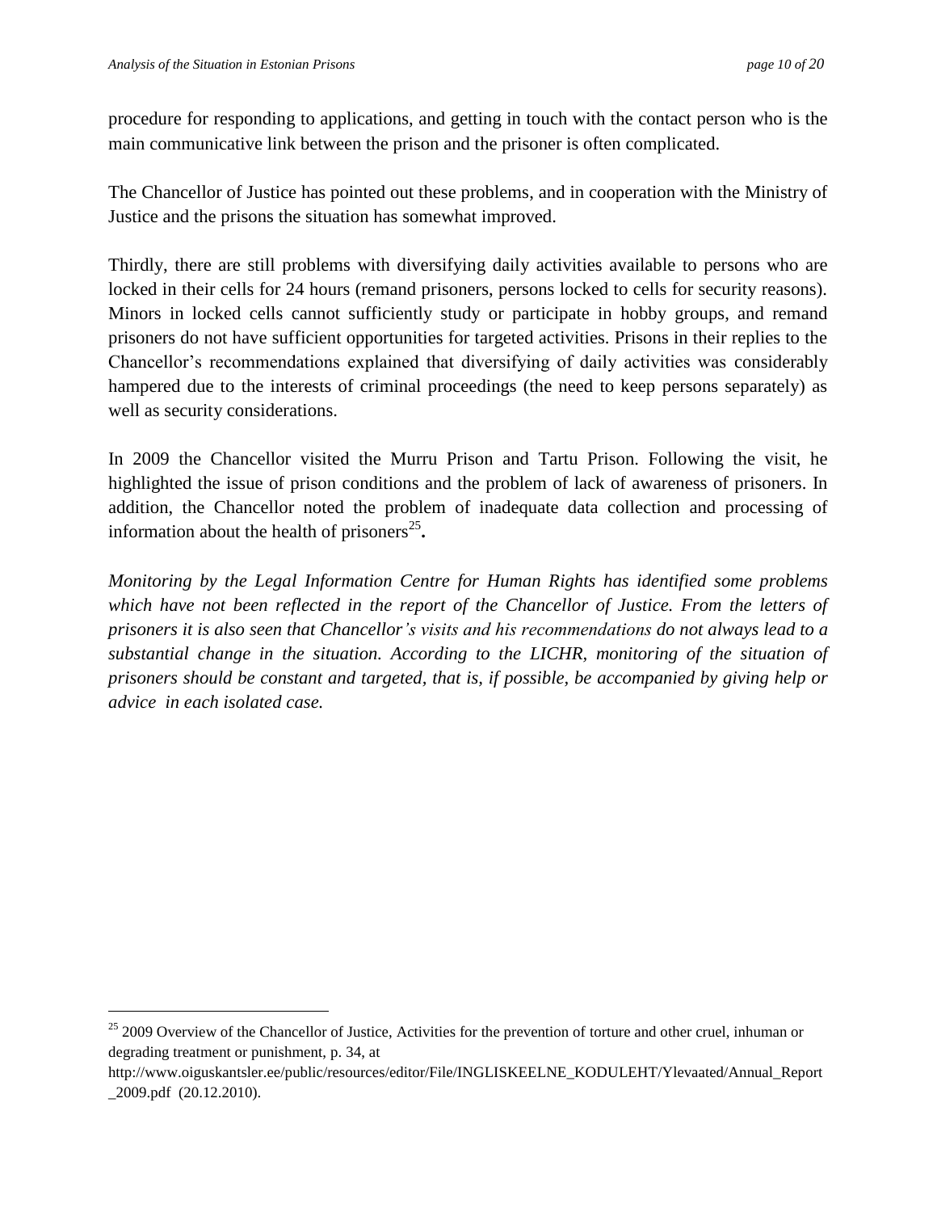procedure for responding to applications, and getting in touch with the contact person who is the main communicative link between the prison and the prisoner is often complicated.

The Chancellor of Justice has pointed out these problems, and in cooperation with the Ministry of Justice and the prisons the situation has somewhat improved.

Thirdly, there are still problems with diversifying daily activities available to persons who are locked in their cells for 24 hours (remand prisoners, persons locked to cells for security reasons). Minors in locked cells cannot sufficiently study or participate in hobby groups, and remand prisoners do not have sufficient opportunities for targeted activities. Prisons in their replies to the Chancellor's recommendations explained that diversifying of daily activities was considerably hampered due to the interests of criminal proceedings (the need to keep persons separately) as well as security considerations.

In 2009 the Chancellor visited the Murru Prison and Tartu Prison. Following the visit, he highlighted the issue of prison conditions and the problem of lack of awareness of prisoners. In addition, the Chancellor noted the problem of inadequate data collection and processing of information about the health of prisoners[25]**.**

*Monitoring by the Legal Information Centre for Human Rights has identified some problems which have not been reflected in the report of the Chancellor of Justice. From the letters of prisoners it is also seen that Chancellor's visits and his recommendations do not always lead to a substantial change in the situation. According to the LICHR, monitoring of the situation of prisoners should be constant and targeted, that is, if possible, be accompanied by giving help or advice in each isolated case.*

---

[25] 2009 Overview of the Chancellor of Justice, Activities for the prevention of torture and other cruel, inhuman or degrading treatment or punishment, p. 34, at http://www.oiguskantsler.ee/public/resources/editor/File/INGLISKEELNE_KODULEHT/Ylevaated/Annual_Report_2009.pdf (20.12.2010).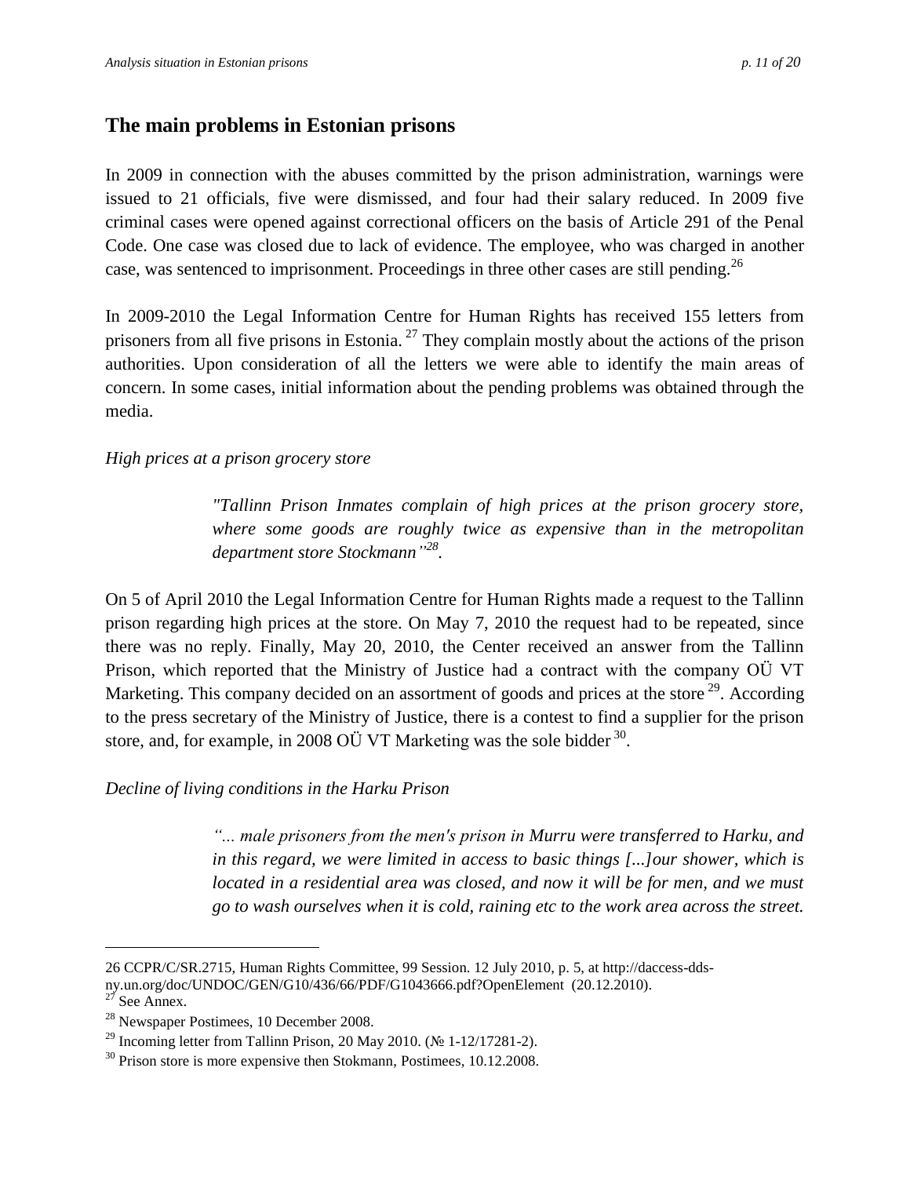## The main problems in Estonian prisons

In 2009 in connection with the abuses committed by the prison administration, warnings were issued to 21 officials, five were dismissed, and four had their salary reduced. In 2009 five criminal cases were opened against correctional officers on the basis of Article 291 of the Penal Code. One case was closed due to lack of evidence. The employee, who was charged in another case, was sentenced to imprisonment. Proceedings in three other cases are still pending.[26]

In 2009-2010 the Legal Information Centre for Human Rights has received 155 letters from prisoners from all five prisons in Estonia.[27] They complain mostly about the actions of the prison authorities. Upon consideration of all the letters we were able to identify the main areas of concern. In some cases, initial information about the pending problems was obtained through the media.

*High prices at a prison grocery store*

> *"Tallinn Prison Inmates complain of high prices at the prison grocery store, where some goods are roughly twice as expensive than in the metropolitan department store Stockmann"[28].*

On 5 of April 2010 the Legal Information Centre for Human Rights made a request to the Tallinn prison regarding high prices at the store. On May 7, 2010 the request had to be repeated, since there was no reply. Finally, May 20, 2010, the Center received an answer from the Tallinn Prison, which reported that the Ministry of Justice had a contract with the company OÜ VT Marketing. This company decided on an assortment of goods and prices at the store[29]. According to the press secretary of the Ministry of Justice, there is a contest to find a supplier for the prison store, and, for example, in 2008 OÜ VT Marketing was the sole bidder[30].

*Decline of living conditions in the Harku Prison*

> *"... male prisoners from the men's prison in Murru were transferred to Harku, and in this regard, we were limited in access to basic things [...]our shower, which is located in a residential area was closed, and now it will be for men, and we must go to wash ourselves when it is cold, raining etc to the work area across the street.*

---

26 CCPR/C/SR.2715, Human Rights Committee, 99 Session. 12 July 2010, p. 5, at http://daccess-dds-ny.un.org/doc/UNDOC/GEN/G10/436/66/PDF/G1043666.pdf?OpenElement (20.12.2010).

27 See Annex.

28 Newspaper Postimees, 10 December 2008.

29 Incoming letter from Tallinn Prison, 20 May 2010. (№ 1-12/17281-2).

30 Prison store is more expensive then Stokmann, Postimees, 10.12.2008.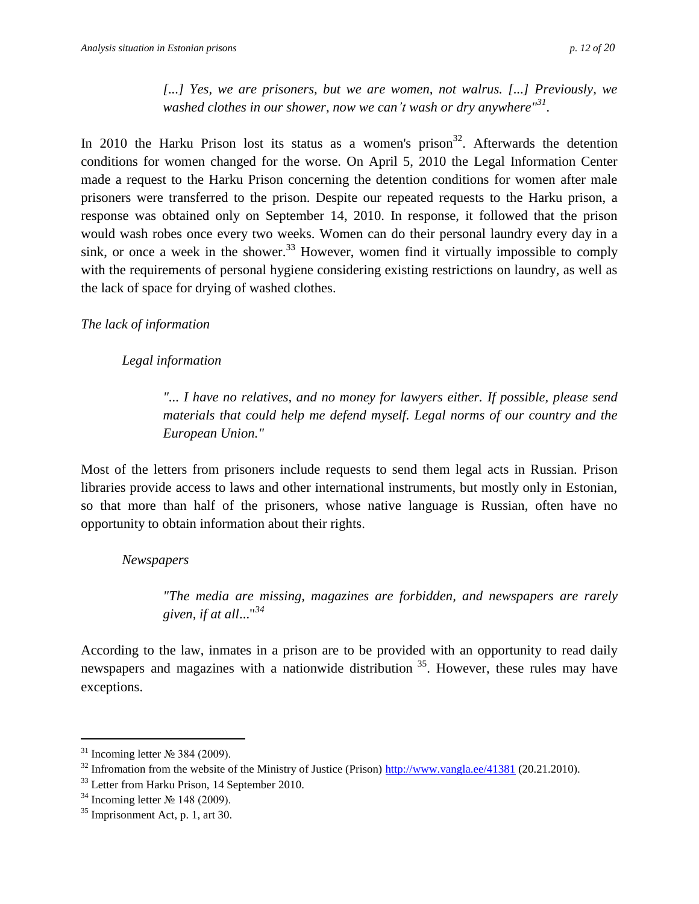> *[...] Yes, we are prisoners, but we are women, not walrus. [...] Previously, we washed clothes in our shower, now we can't wash or dry anywhere"[31].*

In 2010 the Harku Prison lost its status as a women's prison[32]. Afterwards the detention conditions for women changed for the worse. On April 5, 2010 the Legal Information Center made a request to the Harku Prison concerning the detention conditions for women after male prisoners were transferred to the prison. Despite our repeated requests to the Harku prison, a response was obtained only on September 14, 2010. In response, it followed that the prison would wash robes once every two weeks. Women can do their personal laundry every day in a sink, or once a week in the shower.[33] However, women find it virtually impossible to comply with the requirements of personal hygiene considering existing restrictions on laundry, as well as the lack of space for drying of washed clothes.

*The lack of information*

*Legal information*

> *"... I have no relatives, and no money for lawyers either. If possible, please send materials that could help me defend myself. Legal norms of our country and the European Union."*

Most of the letters from prisoners include requests to send them legal acts in Russian. Prison libraries provide access to laws and other international instruments, but mostly only in Estonian, so that more than half of the prisoners, whose native language is Russian, often have no opportunity to obtain information about their rights.

*Newspapers*

> *"The media are missing, magazines are forbidden, and newspapers are rarely given, if at all..."[34]*

According to the law, inmates in a prison are to be provided with an opportunity to read daily newspapers and magazines with a nationwide distribution [35]. However, these rules may have exceptions.

---

[31] Incoming letter № 384 (2009).

[32] Infromation from the website of the Ministry of Justice (Prison) http://www.vangla.ee/41381 (20.21.2010).

[33] Letter from Harku Prison, 14 September 2010.

[34] Incoming letter № 148 (2009).

[35] Imprisonment Act, p. 1, art 30.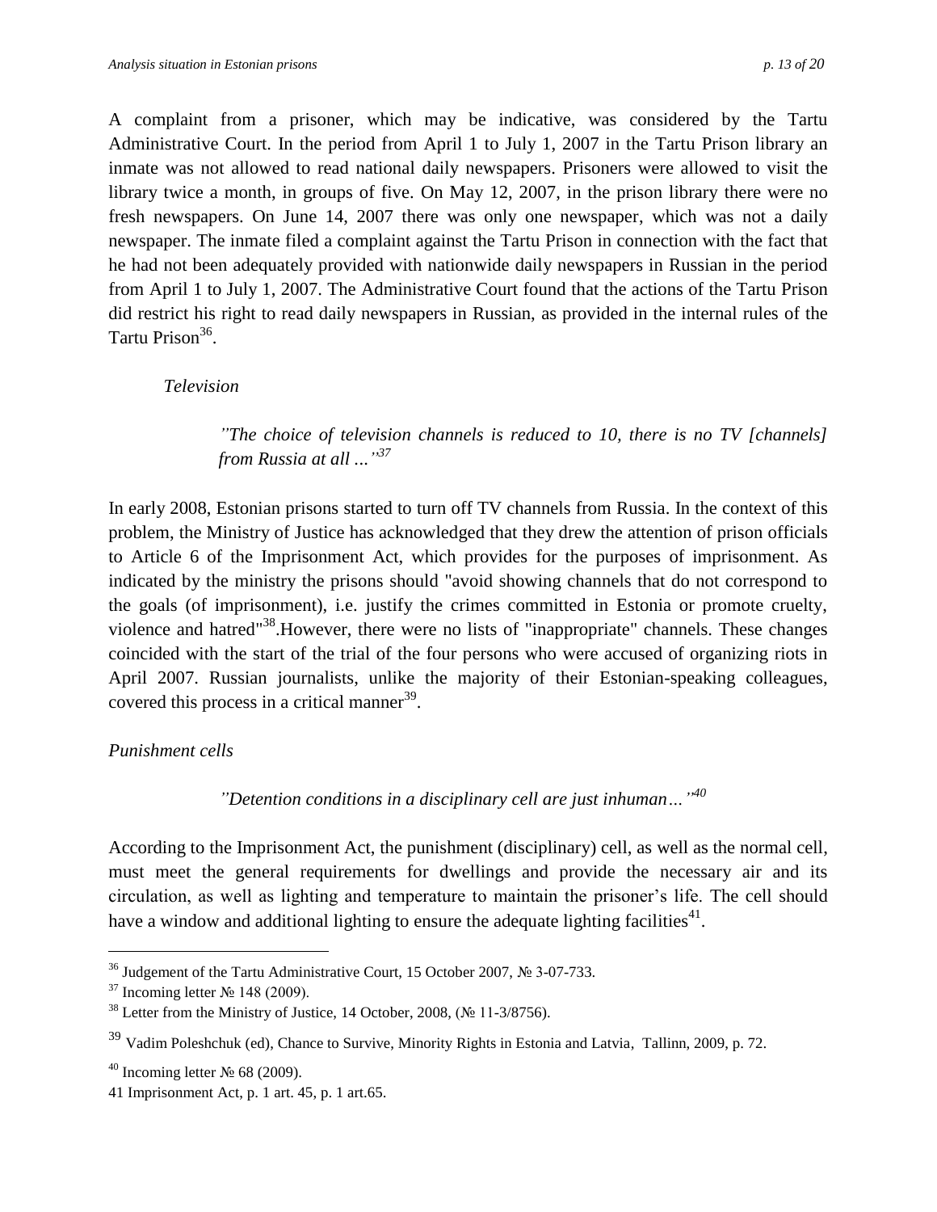A complaint from a prisoner, which may be indicative, was considered by the Tartu Administrative Court. In the period from April 1 to July 1, 2007 in the Tartu Prison library an inmate was not allowed to read national daily newspapers. Prisoners were allowed to visit the library twice a month, in groups of five. On May 12, 2007, in the prison library there were no fresh newspapers. On June 14, 2007 there was only one newspaper, which was not a daily newspaper. The inmate filed a complaint against the Tartu Prison in connection with the fact that he had not been adequately provided with nationwide daily newspapers in Russian in the period from April 1 to July 1, 2007. The Administrative Court found that the actions of the Tartu Prison did restrict his right to read daily newspapers in Russian, as provided in the internal rules of the Tartu Prison[36].

*Television*

> *"The choice of television channels is reduced to 10, there is no TV [channels] from Russia at all ..."*[37]

In early 2008, Estonian prisons started to turn off TV channels from Russia. In the context of this problem, the Ministry of Justice has acknowledged that they drew the attention of prison officials to Article 6 of the Imprisonment Act, which provides for the purposes of imprisonment. As indicated by the ministry the prisons should "avoid showing channels that do not correspond to the goals (of imprisonment), i.e. justify the crimes committed in Estonia or promote cruelty, violence and hatred"[38].However, there were no lists of "inappropriate" channels. These changes coincided with the start of the trial of the four persons who were accused of organizing riots in April 2007. Russian journalists, unlike the majority of their Estonian-speaking colleagues, covered this process in a critical manner[39].

*Punishment cells*

> *"Detention conditions in a disciplinary cell are just inhuman…"*[40]

According to the Imprisonment Act, the punishment (disciplinary) cell, as well as the normal cell, must meet the general requirements for dwellings and provide the necessary air and its circulation, as well as lighting and temperature to maintain the prisoner's life. The cell should have a window and additional lighting to ensure the adequate lighting facilities[41].

---

[36] Judgement of the Tartu Administrative Court, 15 October 2007, № 3-07-733.

[37] Incoming letter № 148 (2009).

[38] Letter from the Ministry of Justice, 14 October, 2008, (№ 11-3/8756).

[39] Vadim Poleshchuk (ed), Chance to Survive, Minority Rights in Estonia and Latvia, Tallinn, 2009, p. 72.

[40] Incoming letter № 68 (2009).

41 Imprisonment Act, p. 1 art. 45, p. 1 art.65.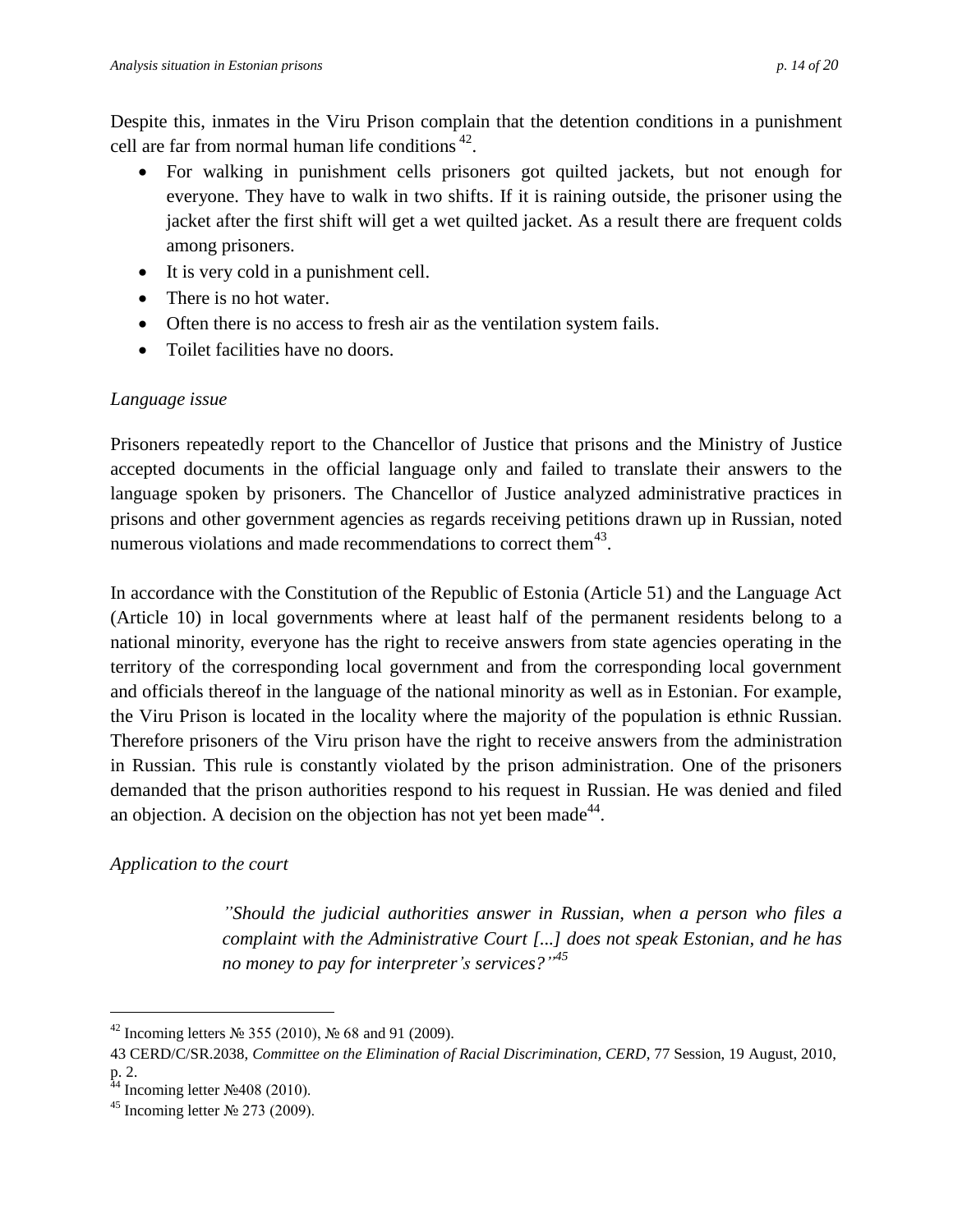Despite this, inmates in the Viru Prison complain that the detention conditions in a punishment cell are far from normal human life conditions [42].

- For walking in punishment cells prisoners got quilted jackets, but not enough for everyone. They have to walk in two shifts. If it is raining outside, the prisoner using the jacket after the first shift will get a wet quilted jacket. As a result there are frequent colds among prisoners.
- It is very cold in a punishment cell.
- There is no hot water.
- Often there is no access to fresh air as the ventilation system fails.
- Toilet facilities have no doors.

*Language issue*

Prisoners repeatedly report to the Chancellor of Justice that prisons and the Ministry of Justice accepted documents in the official language only and failed to translate their answers to the language spoken by prisoners. The Chancellor of Justice analyzed administrative practices in prisons and other government agencies as regards receiving petitions drawn up in Russian, noted numerous violations and made recommendations to correct them[43].

In accordance with the Constitution of the Republic of Estonia (Article 51) and the Language Act (Article 10) in local governments where at least half of the permanent residents belong to a national minority, everyone has the right to receive answers from state agencies operating in the territory of the corresponding local government and from the corresponding local government and officials thereof in the language of the national minority as well as in Estonian. For example, the Viru Prison is located in the locality where the majority of the population is ethnic Russian. Therefore prisoners of the Viru prison have the right to receive answers from the administration in Russian. This rule is constantly violated by the prison administration. One of the prisoners demanded that the prison authorities respond to his request in Russian. He was denied and filed an objection. A decision on the objection has not yet been made[44].

*Application to the court*

> *"Should the judicial authorities answer in Russian, when a person who files a complaint with the Administrative Court [...] does not speak Estonian, and he has no money to pay for interpreter's services?"[45]*

---

[42] Incoming letters № 355 (2010), № 68 and 91 (2009).

43 CERD/C/SR.2038, *Committee on the Elimination of Racial Discrimination, CERD*, 77 Session, 19 August, 2010, p. 2.

[44] Incoming letter №408 (2010).

[45] Incoming letter № 273 (2009).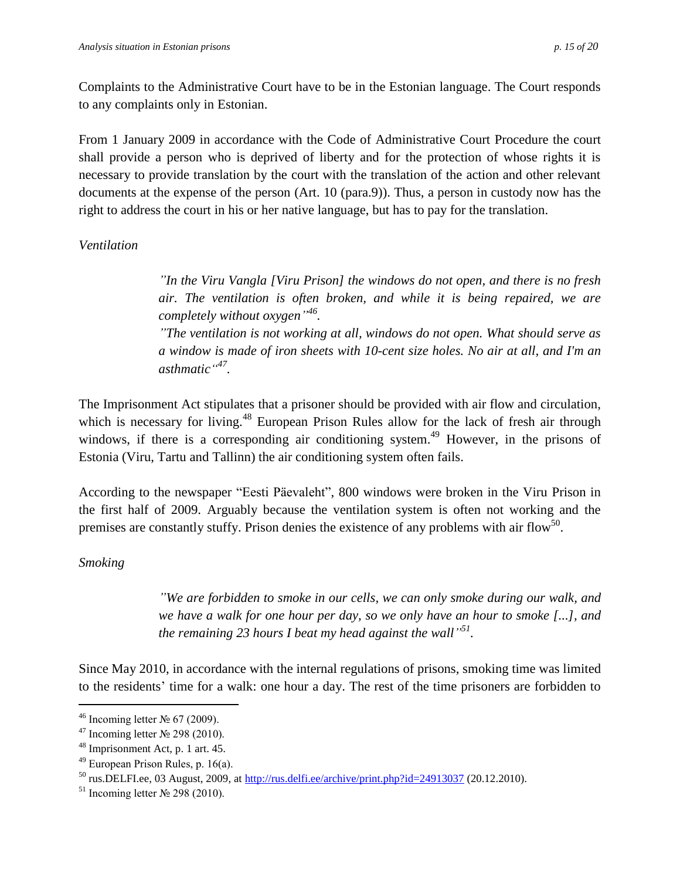Complaints to the Administrative Court have to be in the Estonian language. The Court responds to any complaints only in Estonian.

From 1 January 2009 in accordance with the Code of Administrative Court Procedure the court shall provide a person who is deprived of liberty and for the protection of whose rights it is necessary to provide translation by the court with the translation of the action and other relevant documents at the expense of the person (Art. 10 (para.9)). Thus, a person in custody now has the right to address the court in his or her native language, but has to pay for the translation.

*Ventilation*

> *"In the Viru Vangla [Viru Prison] the windows do not open, and there is no fresh air. The ventilation is often broken, and while it is being repaired, we are completely without oxygen"*[46].
>
> *"The ventilation is not working at all, windows do not open. What should serve as a window is made of iron sheets with 10-cent size holes. No air at all, and I'm an asthmatic"*[47].

The Imprisonment Act stipulates that a prisoner should be provided with air flow and circulation, which is necessary for living.[48] European Prison Rules allow for the lack of fresh air through windows, if there is a corresponding air conditioning system.[49] However, in the prisons of Estonia (Viru, Tartu and Tallinn) the air conditioning system often fails.

According to the newspaper "Eesti Päevaleht", 800 windows were broken in the Viru Prison in the first half of 2009. Arguably because the ventilation system is often not working and the premises are constantly stuffy. Prison denies the existence of any problems with air flow[50].

*Smoking*

> *"We are forbidden to smoke in our cells, we can only smoke during our walk, and we have a walk for one hour per day, so we only have an hour to smoke [...], and the remaining 23 hours I beat my head against the wall"*[51].

Since May 2010, in accordance with the internal regulations of prisons, smoking time was limited to the residents' time for a walk: one hour a day. The rest of the time prisoners are forbidden to

---

[46] Incoming letter № 67 (2009).

[47] Incoming letter № 298 (2010).

[48] Imprisonment Act, p. 1 art. 45.

[49] European Prison Rules, p. 16(a).

[50] rus.DELFI.ee, 03 August, 2009, at http://rus.delfi.ee/archive/print.php?id=24913037 (20.12.2010).

[51] Incoming letter № 298 (2010).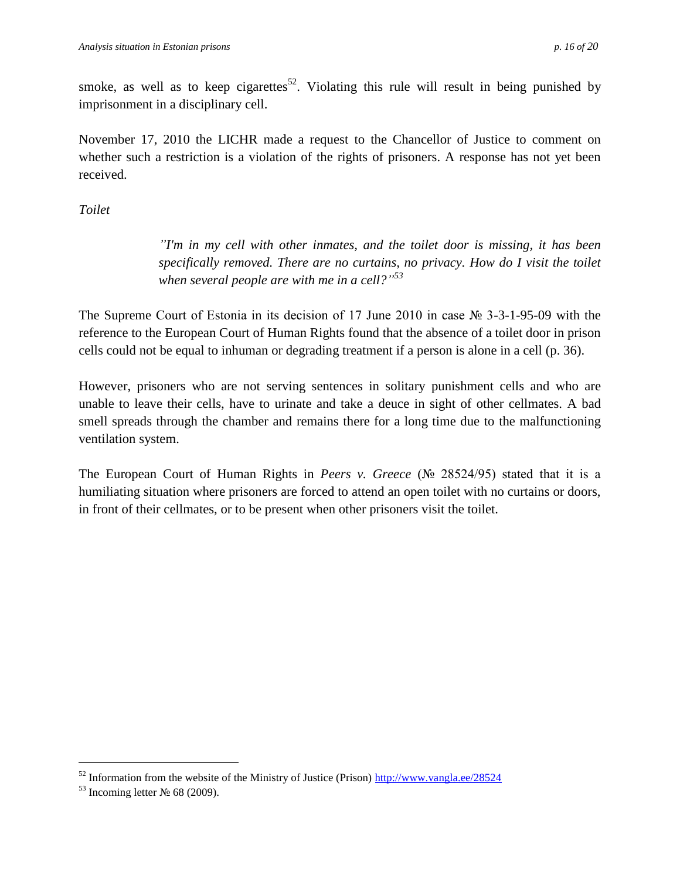smoke, as well as to keep cigarettes[52]. Violating this rule will result in being punished by imprisonment in a disciplinary cell.

November 17, 2010 the LICHR made a request to the Chancellor of Justice to comment on whether such a restriction is a violation of the rights of prisoners. A response has not yet been received.

*Toilet*

> *"I'm in my cell with other inmates, and the toilet door is missing, it has been specifically removed. There are no curtains, no privacy. How do I visit the toilet when several people are with me in a cell?"[53]*

The Supreme Court of Estonia in its decision of 17 June 2010 in case № 3-3-1-95-09 with the reference to the European Court of Human Rights found that the absence of a toilet door in prison cells could not be equal to inhuman or degrading treatment if a person is alone in a cell (p. 36).

However, prisoners who are not serving sentences in solitary punishment cells and who are unable to leave their cells, have to urinate and take a deuce in sight of other cellmates. A bad smell spreads through the chamber and remains there for a long time due to the malfunctioning ventilation system.

The European Court of Human Rights in *Peers v. Greece* (№ 28524/95) stated that it is a humiliating situation where prisoners are forced to attend an open toilet with no curtains or doors, in front of their cellmates, or to be present when other prisoners visit the toilet.

---

[52] Information from the website of the Ministry of Justice (Prison) http://www.vangla.ee/28524

[53] Incoming letter № 68 (2009).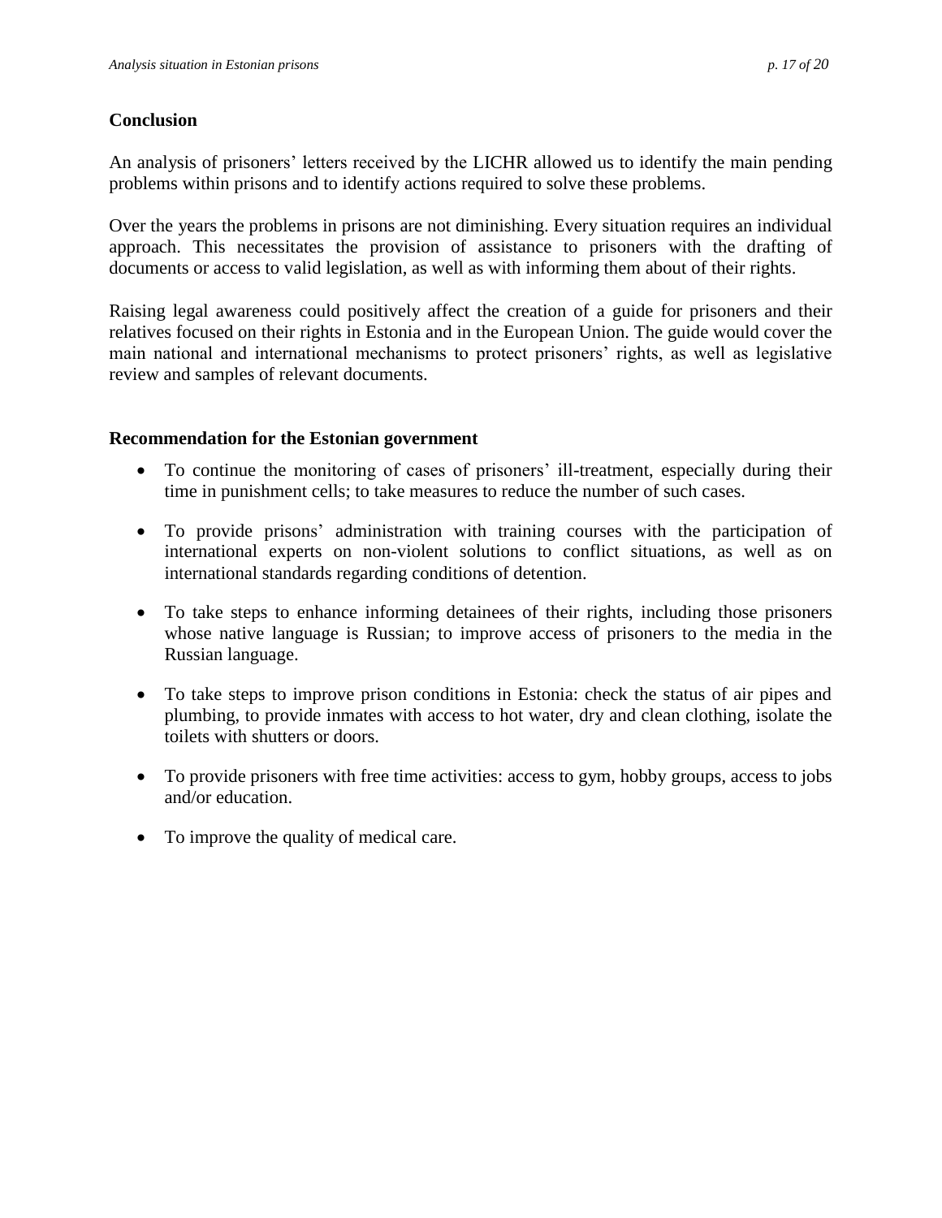## Conclusion

An analysis of prisoners' letters received by the LICHR allowed us to identify the main pending problems within prisons and to identify actions required to solve these problems.

Over the years the problems in prisons are not diminishing. Every situation requires an individual approach. This necessitates the provision of assistance to prisoners with the drafting of documents or access to valid legislation, as well as with informing them about of their rights.

Raising legal awareness could positively affect the creation of a guide for prisoners and their relatives focused on their rights in Estonia and in the European Union. The guide would cover the main national and international mechanisms to protect prisoners' rights, as well as legislative review and samples of relevant documents.

## Recommendation for the Estonian government

- To continue the monitoring of cases of prisoners' ill-treatment, especially during their time in punishment cells; to take measures to reduce the number of such cases.
- To provide prisons' administration with training courses with the participation of international experts on non-violent solutions to conflict situations, as well as on international standards regarding conditions of detention.
- To take steps to enhance informing detainees of their rights, including those prisoners whose native language is Russian; to improve access of prisoners to the media in the Russian language.
- To take steps to improve prison conditions in Estonia: check the status of air pipes and plumbing, to provide inmates with access to hot water, dry and clean clothing, isolate the toilets with shutters or doors.
- To provide prisoners with free time activities: access to gym, hobby groups, access to jobs and/or education.
- To improve the quality of medical care.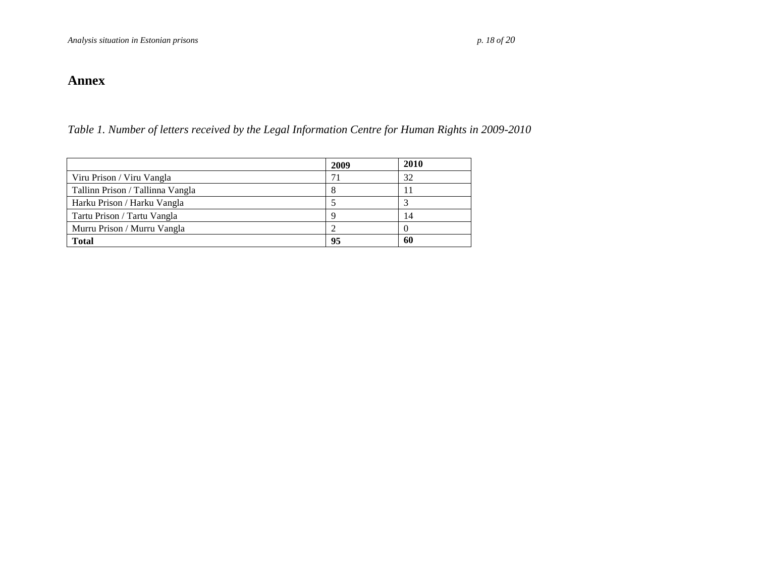# Annex

*Table 1. Number of letters received by the Legal Information Centre for Human Rights in 2009-2010*

| | **2009** | **2010** |
|---|---|---|
| Viru Prison / Viru Vangla | 71 | 32 |
| Tallinn Prison / Tallinna Vangla | 8 | 11 |
| Harku Prison / Harku Vangla | 5 | 3 |
| Tartu Prison / Tartu Vangla | 9 | 14 |
| Murru Prison / Murru Vangla | 2 | 0 |
| **Total** | **95** | **60** |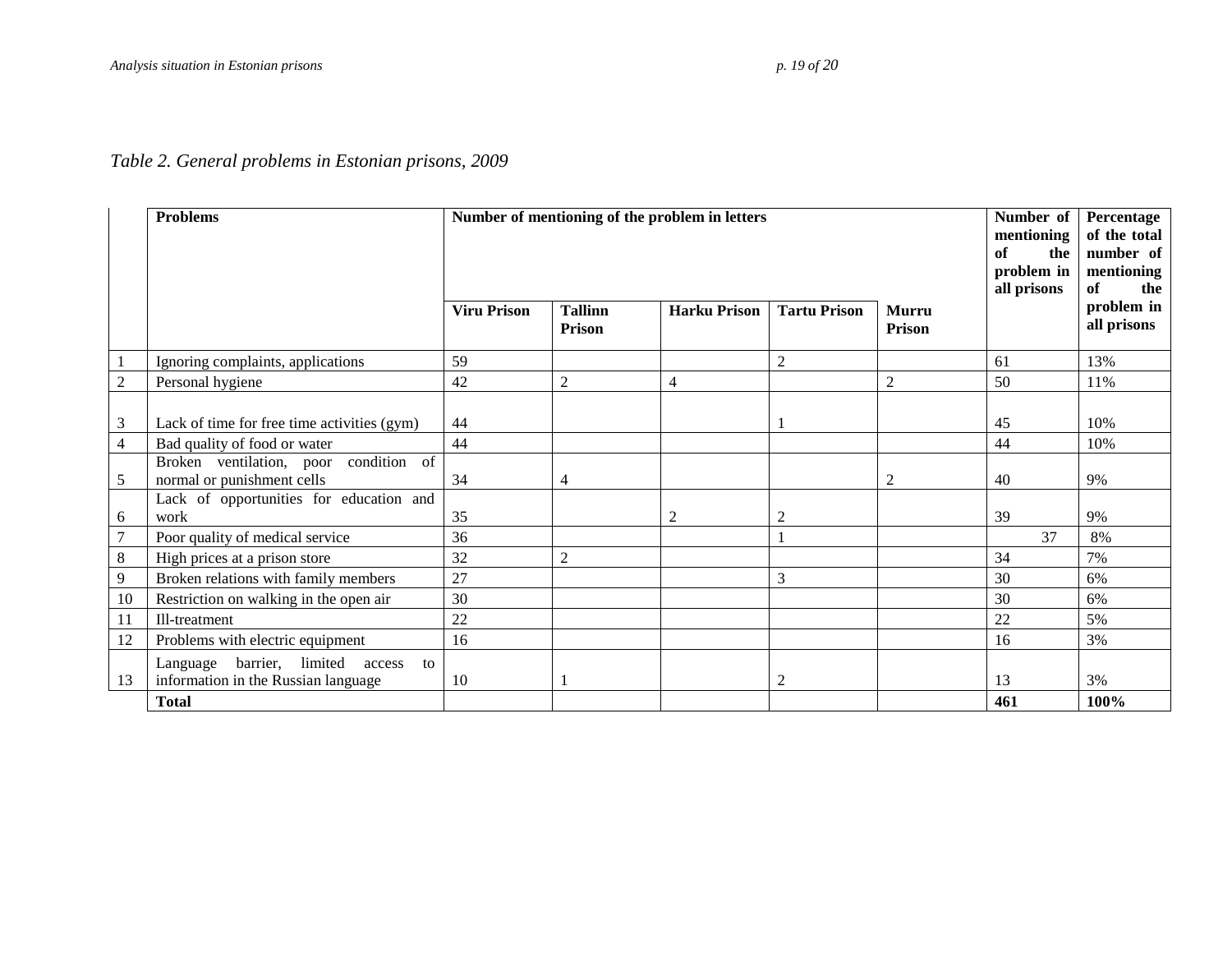*Table 2. General problems in Estonian prisons, 2009*

| | Problems | Number of mentioning of the problem in letters | | | | | Number of mentioning of the problem in all prisons | Percentage of the total number of mentioning of the problem in all prisons |
|---|---|---|---|---|---|---|---|---|
| | | Viru Prison | Tallinn Prison | Harku Prison | Tartu Prison | Murru Prison | | |
| 1 | Ignoring complaints, applications | 59 | | | 2 | | 61 | 13% |
| 2 | Personal hygiene | 42 | 2 | 4 | | 2 | 50 | 11% |
| 3 | Lack of time for free time activities (gym) | 44 | | | 1 | | 45 | 10% |
| 4 | Bad quality of food or water | 44 | | | | | 44 | 10% |
| 5 | Broken ventilation, poor condition of normal or punishment cells | 34 | 4 | | | 2 | 40 | 9% |
| 6 | Lack of opportunities for education and work | 35 | | 2 | 2 | | 39 | 9% |
| 7 | Poor quality of medical service | 36 | | | 1 | | 37 | 8% |
| 8 | High prices at a prison store | 32 | 2 | | | | 34 | 7% |
| 9 | Broken relations with family members | 27 | | | 3 | | 30 | 6% |
| 10 | Restriction on walking in the open air | 30 | | | | | 30 | 6% |
| 11 | Ill-treatment | 22 | | | | | 22 | 5% |
| 12 | Problems with electric equipment | 16 | | | | | 16 | 3% |
| 13 | Language barrier, limited access to information in the Russian language | 10 | 1 | | 2 | | 13 | 3% |
| | **Total** | | | | | | **461** | **100%** |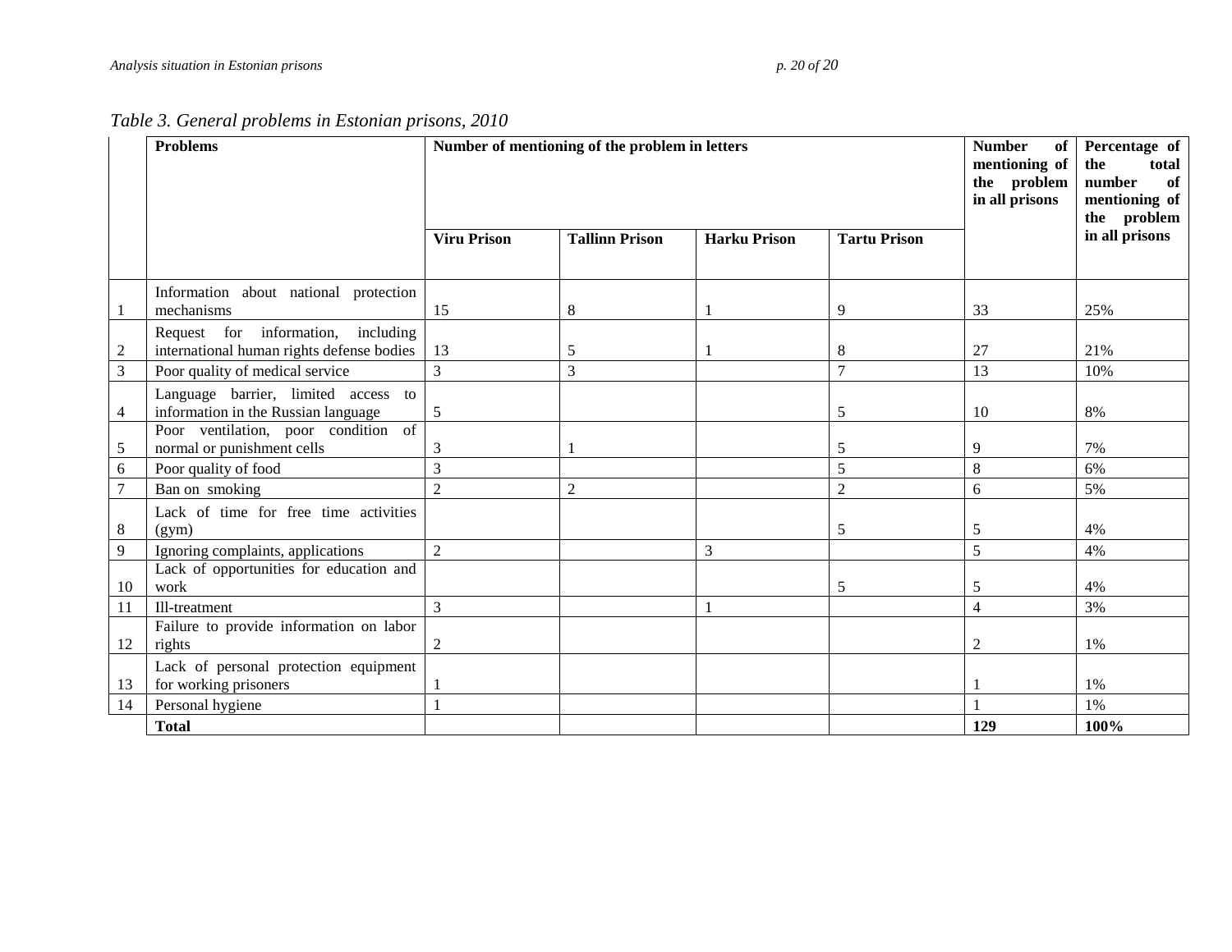*Table 3. General problems in Estonian prisons, 2010*

| | Problems | Number of mentioning of the problem in letters | | | | Number of mentioning of the problem in all prisons | Percentage of the total number of mentioning of the problem in all prisons |
|---|---|---|---|---|---|---|---|
| | | Viru Prison | Tallinn Prison | Harku Prison | Tartu Prison | | |
| 1 | Information about national protection mechanisms | 15 | 8 | 1 | 9 | 33 | 25% |
| 2 | Request for information, including international human rights defense bodies | 13 | 5 | 1 | 8 | 27 | 21% |
| 3 | Poor quality of medical service | 3 | 3 | | 7 | 13 | 10% |
| 4 | Language barrier, limited access to information in the Russian language | 5 | | | 5 | 10 | 8% |
| 5 | Poor ventilation, poor condition of normal or punishment cells | 3 | 1 | | 5 | 9 | 7% |
| 6 | Poor quality of food | 3 | | | 5 | 8 | 6% |
| 7 | Ban on smoking | 2 | 2 | | 2 | 6 | 5% |
| 8 | Lack of time for free time activities (gym) | | | | 5 | 5 | 4% |
| 9 | Ignoring complaints, applications | 2 | | 3 | | 5 | 4% |
| 10 | Lack of opportunities for education and work | | | | 5 | 5 | 4% |
| 11 | Ill-treatment | 3 | | 1 | | 4 | 3% |
| 12 | Failure to provide information on labor rights | 2 | | | | 2 | 1% |
| 13 | Lack of personal protection equipment for working prisoners | 1 | | | | 1 | 1% |
| 14 | Personal hygiene | 1 | | | | 1 | 1% |
| | **Total** | | | | | **129** | **100%** |